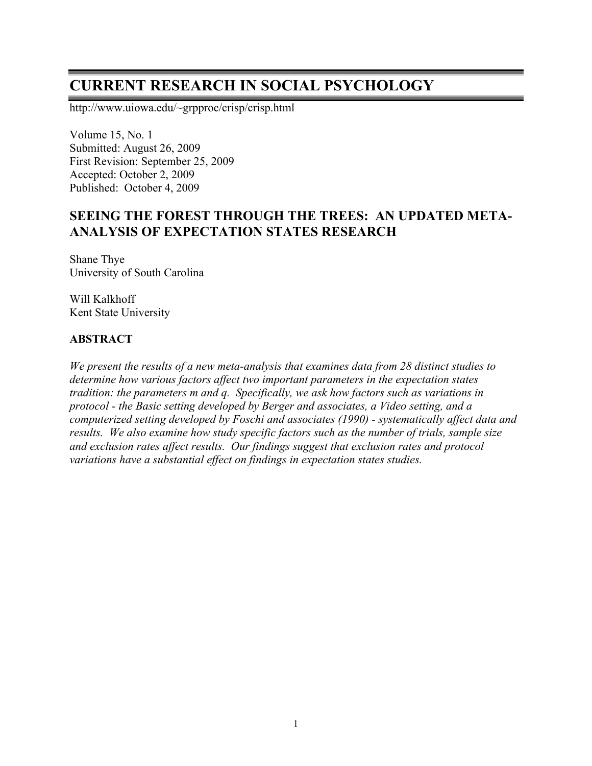# CURRENT RESEARCH IN SOCIAL PSYCHOLOGY

http://www.uiowa.edu/~grpproc/crisp/crisp.html

Volume 15, No. 1
Submitted: August 26, 2009
First Revision: September 25, 2009
Accepted: October 2, 2009
Published: October 4, 2009

## SEEING THE FOREST THROUGH THE TREES: AN UPDATED META-ANALYSIS OF EXPECTATION STATES RESEARCH

Shane Thye
University of South Carolina

Will Kalkhoff
Kent State University

### ABSTRACT

*We present the results of a new meta-analysis that examines data from 28 distinct studies to determine how various factors affect two important parameters in the expectation states tradition: the parameters m and q. Specifically, we ask how factors such as variations in protocol - the Basic setting developed by Berger and associates, a Video setting, and a computerized setting developed by Foschi and associates (1990) - systematically affect data and results. We also examine how study specific factors such as the number of trials, sample size and exclusion rates affect results. Our findings suggest that exclusion rates and protocol variations have a substantial effect on findings in expectation states studies.*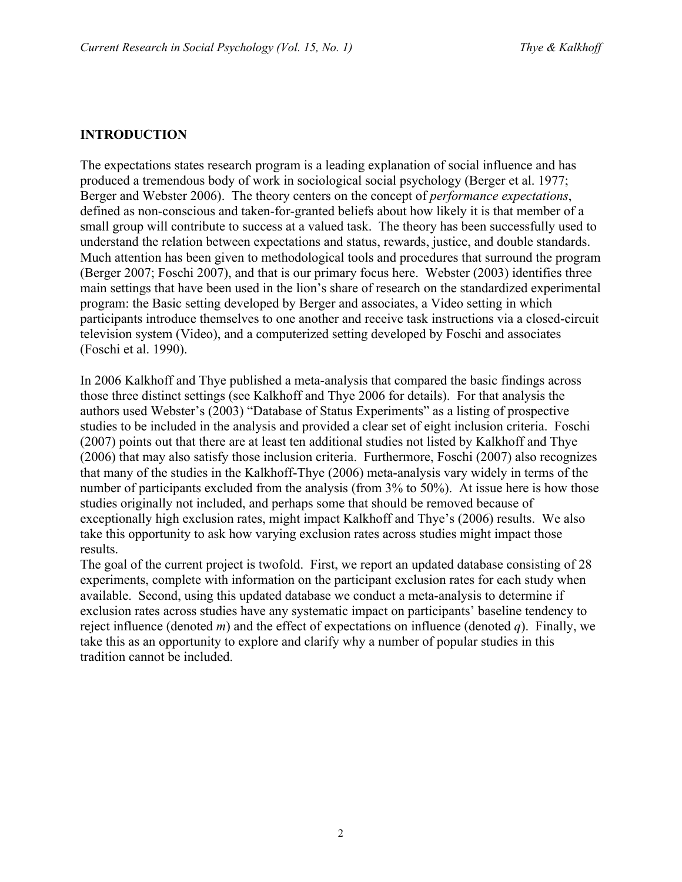## INTRODUCTION

The expectations states research program is a leading explanation of social influence and has produced a tremendous body of work in sociological social psychology (Berger et al. 1977; Berger and Webster 2006). The theory centers on the concept of *performance expectations*, defined as non-conscious and taken-for-granted beliefs about how likely it is that member of a small group will contribute to success at a valued task. The theory has been successfully used to understand the relation between expectations and status, rewards, justice, and double standards. Much attention has been given to methodological tools and procedures that surround the program (Berger 2007; Foschi 2007), and that is our primary focus here. Webster (2003) identifies three main settings that have been used in the lion's share of research on the standardized experimental program: the Basic setting developed by Berger and associates, a Video setting in which participants introduce themselves to one another and receive task instructions via a closed-circuit television system (Video), and a computerized setting developed by Foschi and associates (Foschi et al. 1990).

In 2006 Kalkhoff and Thye published a meta-analysis that compared the basic findings across those three distinct settings (see Kalkhoff and Thye 2006 for details). For that analysis the authors used Webster's (2003) "Database of Status Experiments" as a listing of prospective studies to be included in the analysis and provided a clear set of eight inclusion criteria. Foschi (2007) points out that there are at least ten additional studies not listed by Kalkhoff and Thye (2006) that may also satisfy those inclusion criteria. Furthermore, Foschi (2007) also recognizes that many of the studies in the Kalkhoff-Thye (2006) meta-analysis vary widely in terms of the number of participants excluded from the analysis (from 3% to 50%). At issue here is how those studies originally not included, and perhaps some that should be removed because of exceptionally high exclusion rates, might impact Kalkhoff and Thye's (2006) results. We also take this opportunity to ask how varying exclusion rates across studies might impact those results.

The goal of the current project is twofold. First, we report an updated database consisting of 28 experiments, complete with information on the participant exclusion rates for each study when available. Second, using this updated database we conduct a meta-analysis to determine if exclusion rates across studies have any systematic impact on participants' baseline tendency to reject influence (denoted $m$) and the effect of expectations on influence (denoted $q$). Finally, we take this as an opportunity to explore and clarify why a number of popular studies in this tradition cannot be included.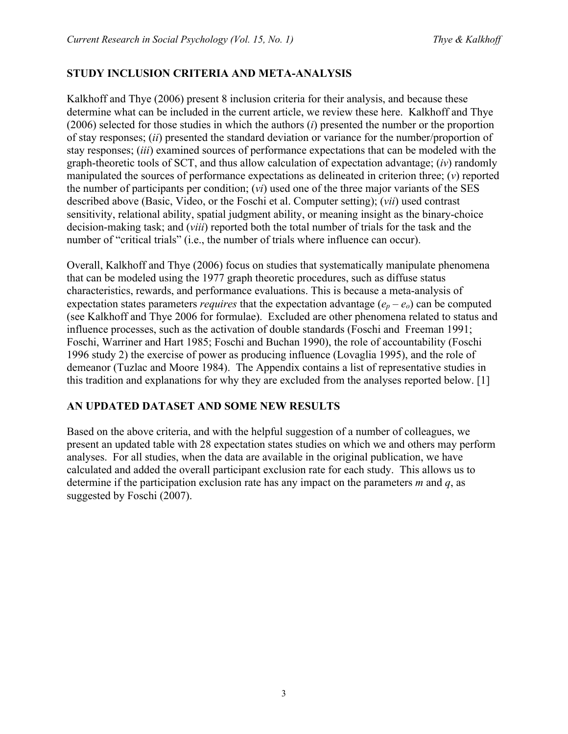## STUDY INCLUSION CRITERIA AND META-ANALYSIS

Kalkhoff and Thye (2006) present 8 inclusion criteria for their analysis, and because these determine what can be included in the current article, we review these here. Kalkhoff and Thye (2006) selected for those studies in which the authors (*i*) presented the number or the proportion of stay responses; (*ii*) presented the standard deviation or variance for the number/proportion of stay responses; (*iii*) examined sources of performance expectations that can be modeled with the graph-theoretic tools of SCT, and thus allow calculation of expectation advantage; (*iv*) randomly manipulated the sources of performance expectations as delineated in criterion three; (*v*) reported the number of participants per condition; (*vi*) used one of the three major variants of the SES described above (Basic, Video, or the Foschi et al. Computer setting); (*vii*) used contrast sensitivity, relational ability, spatial judgment ability, or meaning insight as the binary-choice decision-making task; and (*viii*) reported both the total number of trials for the task and the number of "critical trials" (i.e., the number of trials where influence can occur).

Overall, Kalkhoff and Thye (2006) focus on studies that systematically manipulate phenomena that can be modeled using the 1977 graph theoretic procedures, such as diffuse status characteristics, rewards, and performance evaluations. This is because a meta-analysis of expectation states parameters *requires* that the expectation advantage ($e_p - e_o$) can be computed (see Kalkhoff and Thye 2006 for formulae). Excluded are other phenomena related to status and influence processes, such as the activation of double standards (Foschi and Freeman 1991; Foschi, Warriner and Hart 1985; Foschi and Buchan 1990), the role of accountability (Foschi 1996 study 2) the exercise of power as producing influence (Lovaglia 1995), and the role of demeanor (Tuzlac and Moore 1984). The Appendix contains a list of representative studies in this tradition and explanations for why they are excluded from the analyses reported below. [1]

## AN UPDATED DATASET AND SOME NEW RESULTS

Based on the above criteria, and with the helpful suggestion of a number of colleagues, we present an updated table with 28 expectation states studies on which we and others may perform analyses. For all studies, when the data are available in the original publication, we have calculated and added the overall participant exclusion rate for each study. This allows us to determine if the participation exclusion rate has any impact on the parameters *m* and *q*, as suggested by Foschi (2007).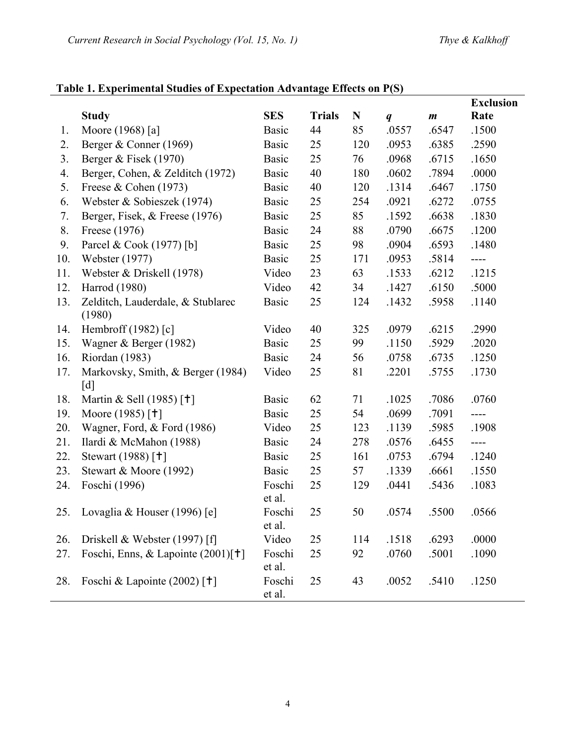**Table 1. Experimental Studies of Expectation Advantage Effects on P(S)**

| | Study | SES | Trials | N | *q* | *m* | Exclusion Rate |
|---|---|---|---|---|---|---|---|
| 1. | Moore (1968) [a] | Basic | 44 | 85 | .0557 | .6547 | .1500 |
| 2. | Berger & Conner (1969) | Basic | 25 | 120 | .0953 | .6385 | .2590 |
| 3. | Berger & Fisek (1970) | Basic | 25 | 76 | .0968 | .6715 | .1650 |
| 4. | Berger, Cohen, & Zelditch (1972) | Basic | 40 | 180 | .0602 | .7894 | .0000 |
| 5. | Freese & Cohen (1973) | Basic | 40 | 120 | .1314 | .6467 | .1750 |
| 6. | Webster & Sobieszek (1974) | Basic | 25 | 254 | .0921 | .6272 | .0755 |
| 7. | Berger, Fisek, & Freese (1976) | Basic | 25 | 85 | .1592 | .6638 | .1830 |
| 8. | Freese (1976) | Basic | 24 | 88 | .0790 | .6675 | .1200 |
| 9. | Parcel & Cook (1977) [b] | Basic | 25 | 98 | .0904 | .6593 | .1480 |
| 10. | Webster (1977) | Basic | 25 | 171 | .0953 | .5814 | ---- |
| 11. | Webster & Driskell (1978) | Video | 23 | 63 | .1533 | .6212 | .1215 |
| 12. | Harrod (1980) | Video | 42 | 34 | .1427 | .6150 | .5000 |
| 13. | Zelditch, Lauderdale, & Stublarec (1980) | Basic | 25 | 124 | .1432 | .5958 | .1140 |
| 14. | Hembroff (1982) [c] | Video | 40 | 325 | .0979 | .6215 | .2990 |
| 15. | Wagner & Berger (1982) | Basic | 25 | 99 | .1150 | .5929 | .2020 |
| 16. | Riordan (1983) | Basic | 24 | 56 | .0758 | .6735 | .1250 |
| 17. | Markovsky, Smith, & Berger (1984) [d] | Video | 25 | 81 | .2201 | .5755 | .1730 |
| 18. | Martin & Sell (1985) [†] | Basic | 62 | 71 | .1025 | .7086 | .0760 |
| 19. | Moore (1985) [†] | Basic | 25 | 54 | .0699 | .7091 | ---- |
| 20. | Wagner, Ford, & Ford (1986) | Video | 25 | 123 | .1139 | .5985 | .1908 |
| 21. | Ilardi & McMahon (1988) | Basic | 24 | 278 | .0576 | .6455 | ---- |
| 22. | Stewart (1988) [†] | Basic | 25 | 161 | .0753 | .6794 | .1240 |
| 23. | Stewart & Moore (1992) | Basic | 25 | 57 | .1339 | .6661 | .1550 |
| 24. | Foschi (1996) | Foschi et al. | 25 | 129 | .0441 | .5436 | .1083 |
| 25. | Lovaglia & Houser (1996) [e] | Foschi et al. | 25 | 50 | .0574 | .5500 | .0566 |
| 26. | Driskell & Webster (1997) [f] | Video | 25 | 114 | .1518 | .6293 | .0000 |
| 27. | Foschi, Enns, & Lapointe (2001)[†] | Foschi et al. | 25 | 92 | .0760 | .5001 | .1090 |
| 28. | Foschi & Lapointe (2002) [†] | Foschi et al. | 25 | 43 | .0052 | .5410 | .1250 |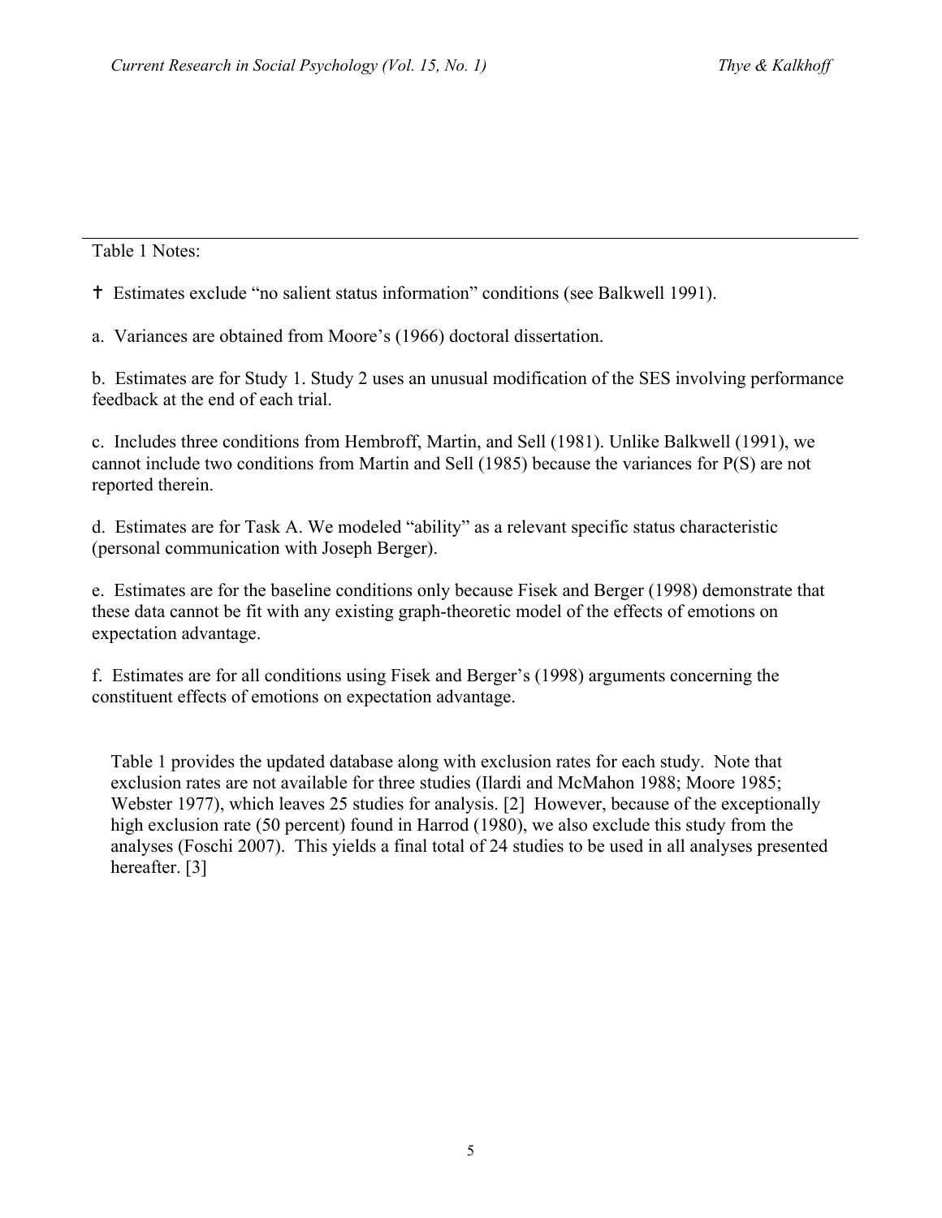Table 1 Notes:

† Estimates exclude "no salient status information" conditions (see Balkwell 1991).

a. Variances are obtained from Moore's (1966) doctoral dissertation.

b. Estimates are for Study 1. Study 2 uses an unusual modification of the SES involving performance feedback at the end of each trial.

c. Includes three conditions from Hembroff, Martin, and Sell (1981). Unlike Balkwell (1991), we cannot include two conditions from Martin and Sell (1985) because the variances for P(S) are not reported therein.

d. Estimates are for Task A. We modeled "ability" as a relevant specific status characteristic (personal communication with Joseph Berger).

e. Estimates are for the baseline conditions only because Fisek and Berger (1998) demonstrate that these data cannot be fit with any existing graph-theoretic model of the effects of emotions on expectation advantage.

f. Estimates are for all conditions using Fisek and Berger's (1998) arguments concerning the constituent effects of emotions on expectation advantage.

Table 1 provides the updated database along with exclusion rates for each study. Note that exclusion rates are not available for three studies (Ilardi and McMahon 1988; Moore 1985; Webster 1977), which leaves 25 studies for analysis. [2] However, because of the exceptionally high exclusion rate (50 percent) found in Harrod (1980), we also exclude this study from the analyses (Foschi 2007). This yields a final total of 24 studies to be used in all analyses presented hereafter. [3]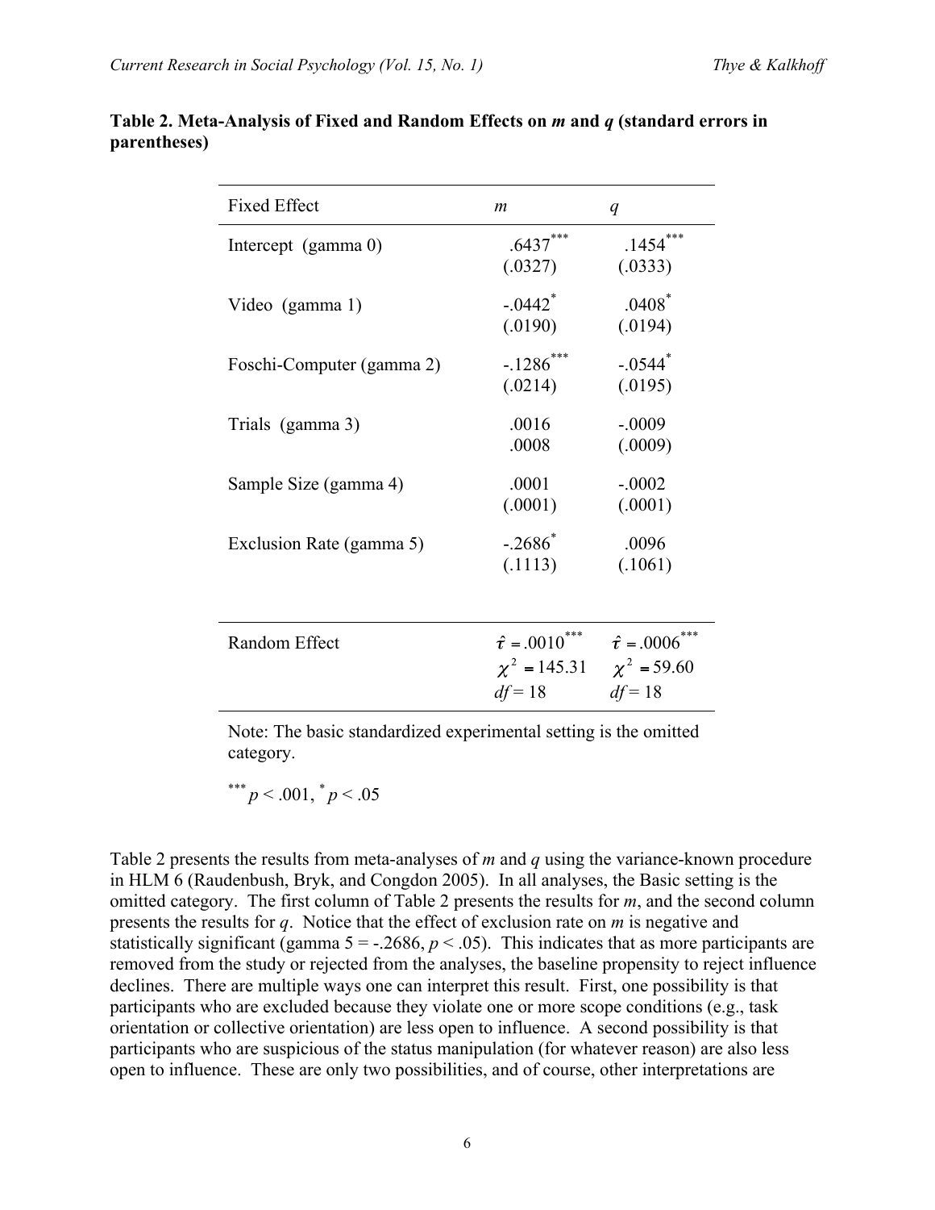**Table 2. Meta-Analysis of Fixed and Random Effects on *m* and *q* (standard errors in parentheses)**

| Fixed Effect | *m* | *q* |
|---|---|---|
| Intercept (gamma 0) | .6437*** (.0327) | .1454*** (.0333) |
| Video (gamma 1) | -.0442* (.0190) | .0408* (.0194) |
| Foschi-Computer (gamma 2) | -.1286*** (.0214) | -.0544* (.0195) |
| Trials (gamma 3) | .0016 .0008 | -.0009 (.0009) |
| Sample Size (gamma 4) | .0001 (.0001) | -.0002 (.0001) |
| Exclusion Rate (gamma 5) | -.2686* (.1113) | .0096 (.1061) |
| Random Effect | $\hat{\tau} = .0010$*** $\chi^2 = 145.31$ $df = 18$ | $\hat{\tau} = .0006$*** $\chi^2 = 59.60$ $df = 18$ |

Note: The basic standardized experimental setting is the omitted category.

*** $p < .001$, * $p < .05$

Table 2 presents the results from meta-analyses of *m* and *q* using the variance-known procedure in HLM 6 (Raudenbush, Bryk, and Congdon 2005). In all analyses, the Basic setting is the omitted category. The first column of Table 2 presents the results for *m*, and the second column presents the results for *q*. Notice that the effect of exclusion rate on *m* is negative and statistically significant (gamma 5 = -.2686, $p < .05$). This indicates that as more participants are removed from the study or rejected from the analyses, the baseline propensity to reject influence declines. There are multiple ways one can interpret this result. First, one possibility is that participants who are excluded because they violate one or more scope conditions (e.g., task orientation or collective orientation) are less open to influence. A second possibility is that participants who are suspicious of the status manipulation (for whatever reason) are also less open to influence. These are only two possibilities, and of course, other interpretations are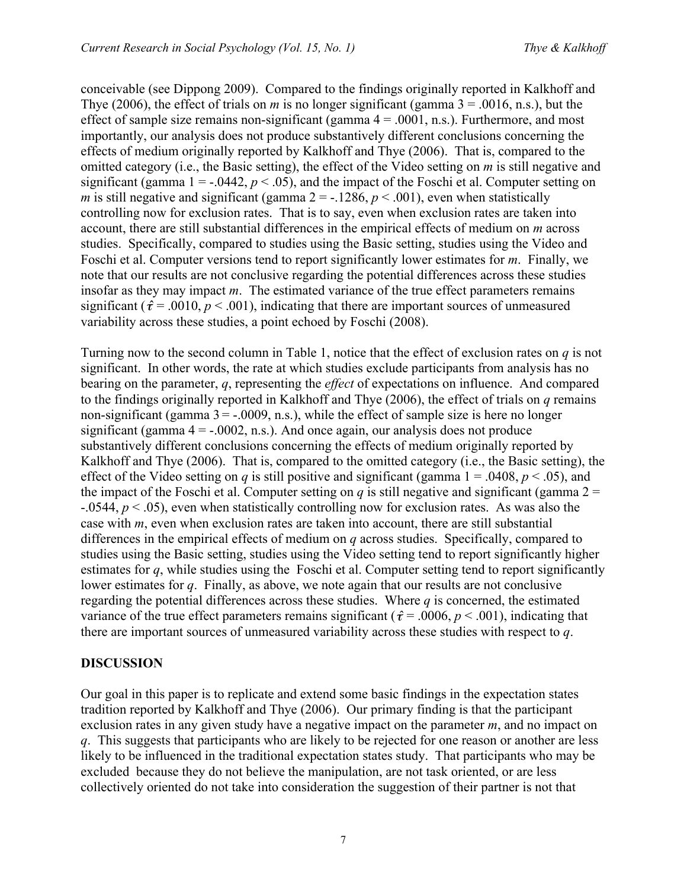conceivable (see Dippong 2009). Compared to the findings originally reported in Kalkhoff and Thye (2006), the effect of trials on *m* is no longer significant (gamma 3 = .0016, n.s.), but the effect of sample size remains non-significant (gamma 4 = .0001, n.s.). Furthermore, and most importantly, our analysis does not produce substantively different conclusions concerning the effects of medium originally reported by Kalkhoff and Thye (2006). That is, compared to the omitted category (i.e., the Basic setting), the effect of the Video setting on *m* is still negative and significant (gamma 1 = -.0442, $p < .05$), and the impact of the Foschi et al. Computer setting on *m* is still negative and significant (gamma 2 = -.1286, $p < .001$), even when statistically controlling now for exclusion rates. That is to say, even when exclusion rates are taken into account, there are still substantial differences in the empirical effects of medium on *m* across studies. Specifically, compared to studies using the Basic setting, studies using the Video and Foschi et al. Computer versions tend to report significantly lower estimates for *m*. Finally, we note that our results are not conclusive regarding the potential differences across these studies insofar as they may impact *m*. The estimated variance of the true effect parameters remains significant ($\hat{\tau} = .0010$, $p < .001$), indicating that there are important sources of unmeasured variability across these studies, a point echoed by Foschi (2008).

Turning now to the second column in Table 1, notice that the effect of exclusion rates on *q* is not significant. In other words, the rate at which studies exclude participants from analysis has no bearing on the parameter, *q*, representing the *effect* of expectations on influence. And compared to the findings originally reported in Kalkhoff and Thye (2006), the effect of trials on *q* remains non-significant (gamma 3 = -.0009, n.s.), while the effect of sample size is here no longer significant (gamma 4 = -.0002, n.s.). And once again, our analysis does not produce substantively different conclusions concerning the effects of medium originally reported by Kalkhoff and Thye (2006). That is, compared to the omitted category (i.e., the Basic setting), the effect of the Video setting on *q* is still positive and significant (gamma 1 = .0408, $p < .05$), and the impact of the Foschi et al. Computer setting on *q* is still negative and significant (gamma 2 = -.0544, $p < .05$), even when statistically controlling now for exclusion rates. As was also the case with *m*, even when exclusion rates are taken into account, there are still substantial differences in the empirical effects of medium on *q* across studies. Specifically, compared to studies using the Basic setting, studies using the Video setting tend to report significantly higher estimates for *q*, while studies using the Foschi et al. Computer setting tend to report significantly lower estimates for *q*. Finally, as above, we note again that our results are not conclusive regarding the potential differences across these studies. Where *q* is concerned, the estimated variance of the true effect parameters remains significant ($\hat{\tau} = .0006$, $p < .001$), indicating that there are important sources of unmeasured variability across these studies with respect to *q*.

## DISCUSSION

Our goal in this paper is to replicate and extend some basic findings in the expectation states tradition reported by Kalkhoff and Thye (2006). Our primary finding is that the participant exclusion rates in any given study have a negative impact on the parameter *m*, and no impact on *q*. This suggests that participants who are likely to be rejected for one reason or another are less likely to be influenced in the traditional expectation states study. That participants who may be excluded because they do not believe the manipulation, are not task oriented, or are less collectively oriented do not take into consideration the suggestion of their partner is not that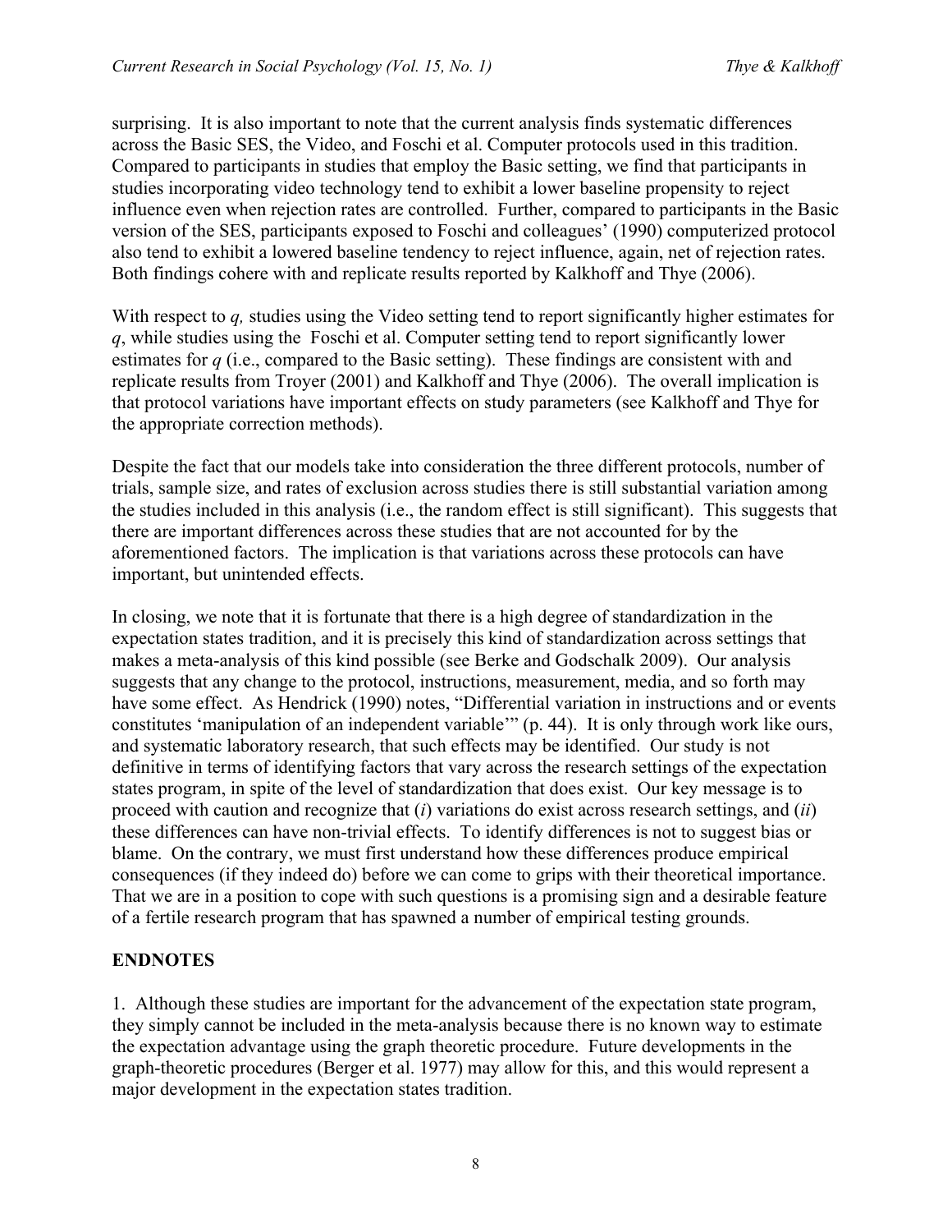surprising. It is also important to note that the current analysis finds systematic differences across the Basic SES, the Video, and Foschi et al. Computer protocols used in this tradition. Compared to participants in studies that employ the Basic setting, we find that participants in studies incorporating video technology tend to exhibit a lower baseline propensity to reject influence even when rejection rates are controlled. Further, compared to participants in the Basic version of the SES, participants exposed to Foschi and colleagues' (1990) computerized protocol also tend to exhibit a lowered baseline tendency to reject influence, again, net of rejection rates. Both findings cohere with and replicate results reported by Kalkhoff and Thye (2006).

With respect to *q,* studies using the Video setting tend to report significantly higher estimates for *q*, while studies using the Foschi et al. Computer setting tend to report significantly lower estimates for *q* (i.e., compared to the Basic setting). These findings are consistent with and replicate results from Troyer (2001) and Kalkhoff and Thye (2006). The overall implication is that protocol variations have important effects on study parameters (see Kalkhoff and Thye for the appropriate correction methods).

Despite the fact that our models take into consideration the three different protocols, number of trials, sample size, and rates of exclusion across studies there is still substantial variation among the studies included in this analysis (i.e., the random effect is still significant). This suggests that there are important differences across these studies that are not accounted for by the aforementioned factors. The implication is that variations across these protocols can have important, but unintended effects.

In closing, we note that it is fortunate that there is a high degree of standardization in the expectation states tradition, and it is precisely this kind of standardization across settings that makes a meta-analysis of this kind possible (see Berke and Godschalk 2009). Our analysis suggests that any change to the protocol, instructions, measurement, media, and so forth may have some effect. As Hendrick (1990) notes, "Differential variation in instructions and or events constitutes 'manipulation of an independent variable'" (p. 44). It is only through work like ours, and systematic laboratory research, that such effects may be identified. Our study is not definitive in terms of identifying factors that vary across the research settings of the expectation states program, in spite of the level of standardization that does exist. Our key message is to proceed with caution and recognize that (*i*) variations do exist across research settings, and (*ii*) these differences can have non-trivial effects. To identify differences is not to suggest bias or blame. On the contrary, we must first understand how these differences produce empirical consequences (if they indeed do) before we can come to grips with their theoretical importance. That we are in a position to cope with such questions is a promising sign and a desirable feature of a fertile research program that has spawned a number of empirical testing grounds.

## ENDNOTES

1. Although these studies are important for the advancement of the expectation state program, they simply cannot be included in the meta-analysis because there is no known way to estimate the expectation advantage using the graph theoretic procedure. Future developments in the graph-theoretic procedures (Berger et al. 1977) may allow for this, and this would represent a major development in the expectation states tradition.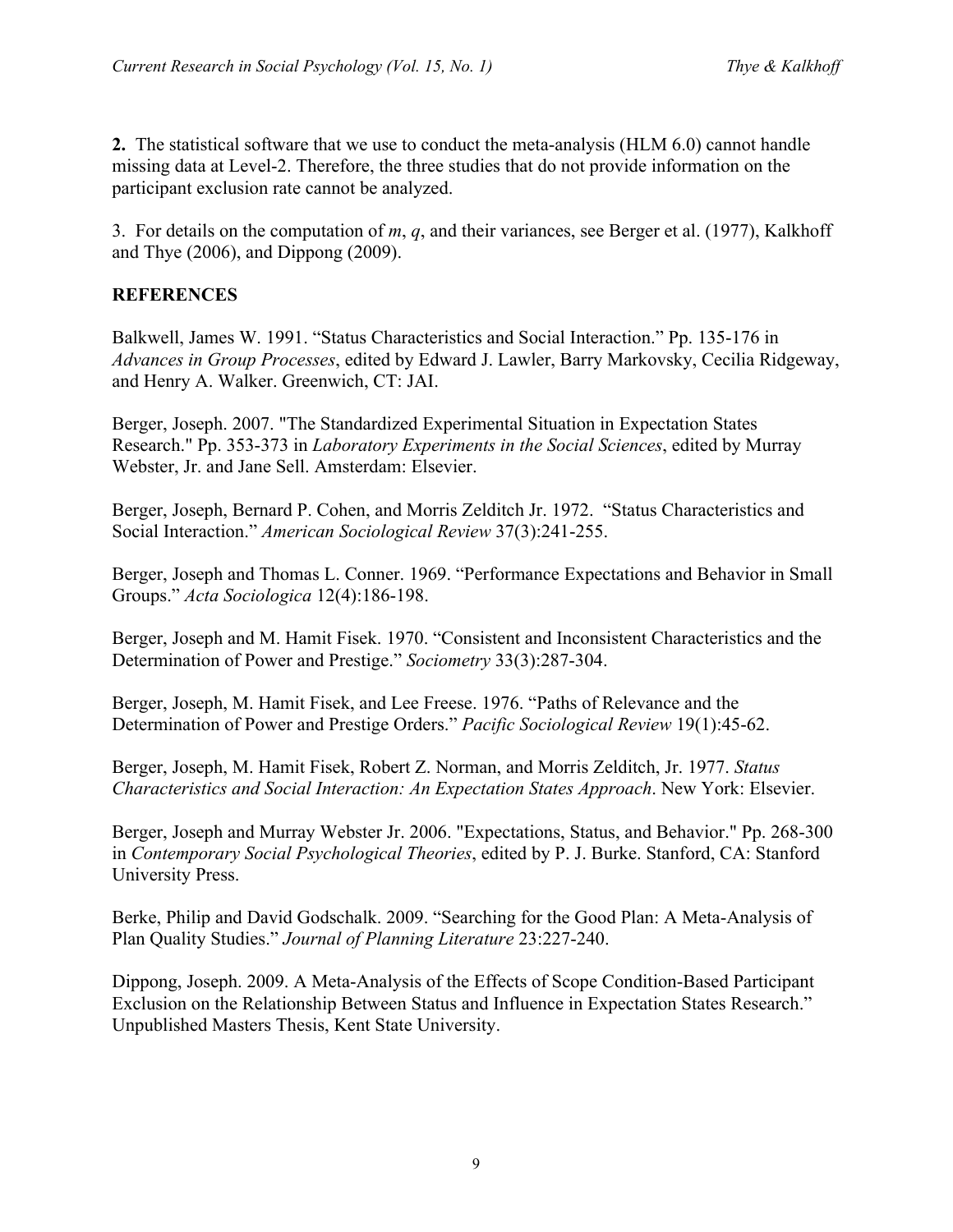**2.** The statistical software that we use to conduct the meta-analysis (HLM 6.0) cannot handle missing data at Level-2. Therefore, the three studies that do not provide information on the participant exclusion rate cannot be analyzed.

3. For details on the computation of *m*, *q*, and their variances, see Berger et al. (1977), Kalkhoff and Thye (2006), and Dippong (2009).

## REFERENCES

Balkwell, James W. 1991. "Status Characteristics and Social Interaction." Pp. 135-176 in *Advances in Group Processes*, edited by Edward J. Lawler, Barry Markovsky, Cecilia Ridgeway, and Henry A. Walker. Greenwich, CT: JAI.

Berger, Joseph. 2007. "The Standardized Experimental Situation in Expectation States Research." Pp. 353-373 in *Laboratory Experiments in the Social Sciences*, edited by Murray Webster, Jr. and Jane Sell. Amsterdam: Elsevier.

Berger, Joseph, Bernard P. Cohen, and Morris Zelditch Jr. 1972. "Status Characteristics and Social Interaction." *American Sociological Review* 37(3):241-255.

Berger, Joseph and Thomas L. Conner. 1969. "Performance Expectations and Behavior in Small Groups." *Acta Sociologica* 12(4):186-198.

Berger, Joseph and M. Hamit Fisek. 1970. "Consistent and Inconsistent Characteristics and the Determination of Power and Prestige." *Sociometry* 33(3):287-304.

Berger, Joseph, M. Hamit Fisek, and Lee Freese. 1976. "Paths of Relevance and the Determination of Power and Prestige Orders." *Pacific Sociological Review* 19(1):45-62.

Berger, Joseph, M. Hamit Fisek, Robert Z. Norman, and Morris Zelditch, Jr. 1977. *Status Characteristics and Social Interaction: An Expectation States Approach*. New York: Elsevier.

Berger, Joseph and Murray Webster Jr. 2006. "Expectations, Status, and Behavior." Pp. 268-300 in *Contemporary Social Psychological Theories*, edited by P. J. Burke. Stanford, CA: Stanford University Press.

Berke, Philip and David Godschalk. 2009. "Searching for the Good Plan: A Meta-Analysis of Plan Quality Studies." *Journal of Planning Literature* 23:227-240.

Dippong, Joseph. 2009. A Meta-Analysis of the Effects of Scope Condition-Based Participant Exclusion on the Relationship Between Status and Influence in Expectation States Research." Unpublished Masters Thesis, Kent State University.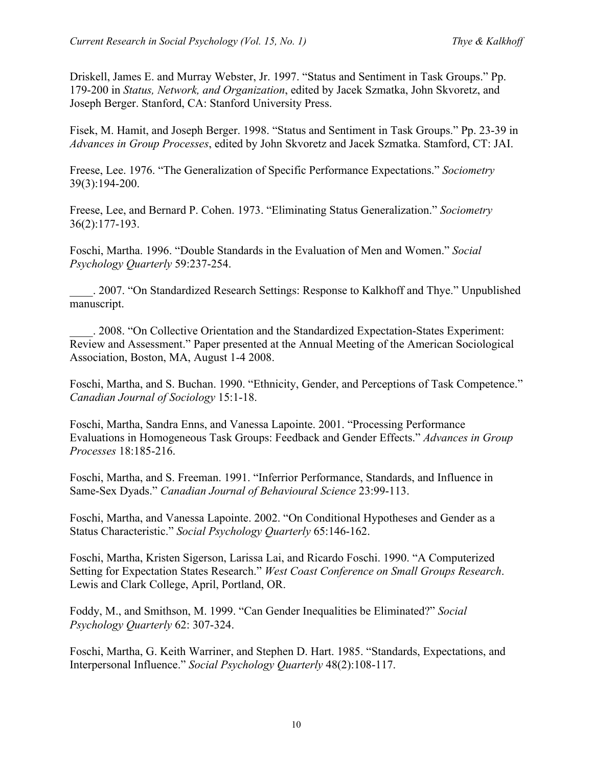Driskell, James E. and Murray Webster, Jr. 1997. “Status and Sentiment in Task Groups.” Pp. 179-200 in *Status, Network, and Organization*, edited by Jacek Szmatka, John Skvoretz, and Joseph Berger. Stanford, CA: Stanford University Press.

Fisek, M. Hamit, and Joseph Berger. 1998. “Status and Sentiment in Task Groups.” Pp. 23-39 in *Advances in Group Processes*, edited by John Skvoretz and Jacek Szmatka. Stamford, CT: JAI.

Freese, Lee. 1976. “The Generalization of Specific Performance Expectations.” *Sociometry* 39(3):194-200.

Freese, Lee, and Bernard P. Cohen. 1973. “Eliminating Status Generalization.” *Sociometry* 36(2):177-193.

Foschi, Martha. 1996. “Double Standards in the Evaluation of Men and Women.” *Social Psychology Quarterly* 59:237-254.

____. 2007. “On Standardized Research Settings: Response to Kalkhoff and Thye.” Unpublished manuscript.

____. 2008. “On Collective Orientation and the Standardized Expectation-States Experiment: Review and Assessment.” Paper presented at the Annual Meeting of the American Sociological Association, Boston, MA, August 1-4 2008.

Foschi, Martha, and S. Buchan. 1990. “Ethnicity, Gender, and Perceptions of Task Competence.” *Canadian Journal of Sociology* 15:1-18.

Foschi, Martha, Sandra Enns, and Vanessa Lapointe. 2001. “Processing Performance Evaluations in Homogeneous Task Groups: Feedback and Gender Effects.” *Advances in Group Processes* 18:185-216.

Foschi, Martha, and S. Freeman. 1991. “Inferrior Performance, Standards, and Influence in Same-Sex Dyads.” *Canadian Journal of Behavioural Science* 23:99-113.

Foschi, Martha, and Vanessa Lapointe. 2002. “On Conditional Hypotheses and Gender as a Status Characteristic.” *Social Psychology Quarterly* 65:146-162.

Foschi, Martha, Kristen Sigerson, Larissa Lai, and Ricardo Foschi. 1990. “A Computerized Setting for Expectation States Research.” *West Coast Conference on Small Groups Research*. Lewis and Clark College, April, Portland, OR.

Foddy, M., and Smithson, M. 1999. “Can Gender Inequalities be Eliminated?” *Social Psychology Quarterly* 62: 307-324.

Foschi, Martha, G. Keith Warriner, and Stephen D. Hart. 1985. “Standards, Expectations, and Interpersonal Influence.” *Social Psychology Quarterly* 48(2):108-117.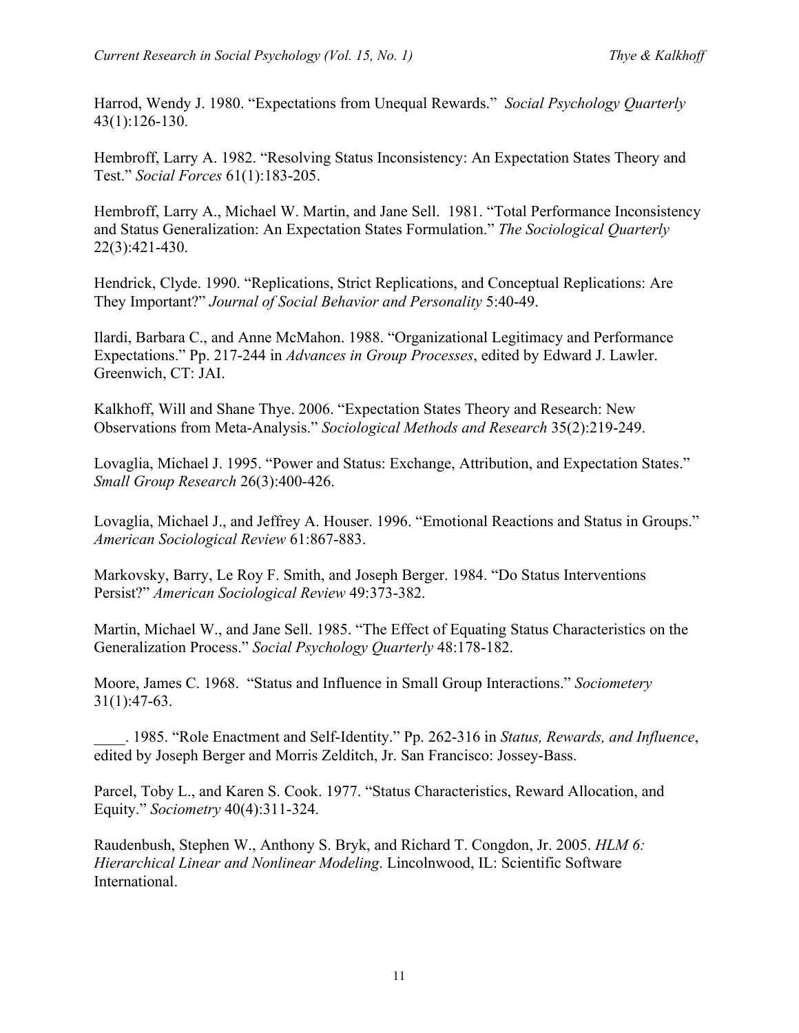Harrod, Wendy J. 1980. "Expectations from Unequal Rewards." *Social Psychology Quarterly* 43(1):126-130.

Hembroff, Larry A. 1982. "Resolving Status Inconsistency: An Expectation States Theory and Test." *Social Forces* 61(1):183-205.

Hembroff, Larry A., Michael W. Martin, and Jane Sell. 1981. "Total Performance Inconsistency and Status Generalization: An Expectation States Formulation." *The Sociological Quarterly* 22(3):421-430.

Hendrick, Clyde. 1990. "Replications, Strict Replications, and Conceptual Replications: Are They Important?" *Journal of Social Behavior and Personality* 5:40-49.

Ilardi, Barbara C., and Anne McMahon. 1988. "Organizational Legitimacy and Performance Expectations." Pp. 217-244 in *Advances in Group Processes*, edited by Edward J. Lawler. Greenwich, CT: JAI.

Kalkhoff, Will and Shane Thye. 2006. "Expectation States Theory and Research: New Observations from Meta-Analysis." *Sociological Methods and Research* 35(2):219-249.

Lovaglia, Michael J. 1995. "Power and Status: Exchange, Attribution, and Expectation States." *Small Group Research* 26(3):400-426.

Lovaglia, Michael J., and Jeffrey A. Houser. 1996. "Emotional Reactions and Status in Groups." *American Sociological Review* 61:867-883.

Markovsky, Barry, Le Roy F. Smith, and Joseph Berger. 1984. "Do Status Interventions Persist?" *American Sociological Review* 49:373-382.

Martin, Michael W., and Jane Sell. 1985. "The Effect of Equating Status Characteristics on the Generalization Process." *Social Psychology Quarterly* 48:178-182.

Moore, James C. 1968. "Status and Influence in Small Group Interactions." *Sociometery* 31(1):47-63.

____. 1985. "Role Enactment and Self-Identity." Pp. 262-316 in *Status, Rewards, and Influence*, edited by Joseph Berger and Morris Zelditch, Jr. San Francisco: Jossey-Bass.

Parcel, Toby L., and Karen S. Cook. 1977. "Status Characteristics, Reward Allocation, and Equity." *Sociometry* 40(4):311-324.

Raudenbush, Stephen W., Anthony S. Bryk, and Richard T. Congdon, Jr. 2005. *HLM 6: Hierarchical Linear and Nonlinear Modeling*. Lincolnwood, IL: Scientific Software International.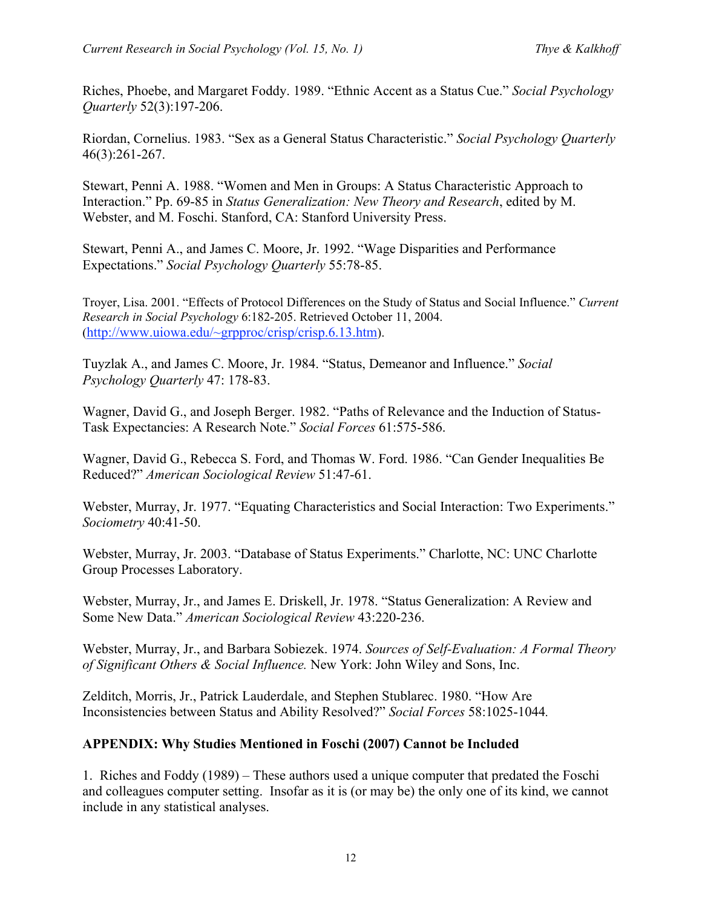Riches, Phoebe, and Margaret Foddy. 1989. "Ethnic Accent as a Status Cue." *Social Psychology Quarterly* 52(3):197-206.

Riordan, Cornelius. 1983. "Sex as a General Status Characteristic." *Social Psychology Quarterly* 46(3):261-267.

Stewart, Penni A. 1988. "Women and Men in Groups: A Status Characteristic Approach to Interaction." Pp. 69-85 in *Status Generalization: New Theory and Research*, edited by M. Webster, and M. Foschi. Stanford, CA: Stanford University Press.

Stewart, Penni A., and James C. Moore, Jr. 1992. "Wage Disparities and Performance Expectations." *Social Psychology Quarterly* 55:78-85.

Troyer, Lisa. 2001. "Effects of Protocol Differences on the Study of Status and Social Influence." *Current Research in Social Psychology* 6:182-205. Retrieved October 11, 2004. (http://www.uiowa.edu/~grpproc/crisp/crisp.6.13.htm).

Tuyzlak A., and James C. Moore, Jr. 1984. "Status, Demeanor and Influence." *Social Psychology Quarterly* 47: 178-83.

Wagner, David G., and Joseph Berger. 1982. "Paths of Relevance and the Induction of Status-Task Expectancies: A Research Note." *Social Forces* 61:575-586.

Wagner, David G., Rebecca S. Ford, and Thomas W. Ford. 1986. "Can Gender Inequalities Be Reduced?" *American Sociological Review* 51:47-61.

Webster, Murray, Jr. 1977. "Equating Characteristics and Social Interaction: Two Experiments." *Sociometry* 40:41-50.

Webster, Murray, Jr. 2003. "Database of Status Experiments." Charlotte, NC: UNC Charlotte Group Processes Laboratory.

Webster, Murray, Jr., and James E. Driskell, Jr. 1978. "Status Generalization: A Review and Some New Data." *American Sociological Review* 43:220-236.

Webster, Murray, Jr., and Barbara Sobiezek. 1974. *Sources of Self-Evaluation: A Formal Theory of Significant Others & Social Influence.* New York: John Wiley and Sons, Inc.

Zelditch, Morris, Jr., Patrick Lauderdale, and Stephen Stublarec. 1980. "How Are Inconsistencies between Status and Ability Resolved?" *Social Forces* 58:1025-1044.

**APPENDIX: Why Studies Mentioned in Foschi (2007) Cannot be Included**

1. Riches and Foddy (1989) – These authors used a unique computer that predated the Foschi and colleagues computer setting. Insofar as it is (or may be) the only one of its kind, we cannot include in any statistical analyses.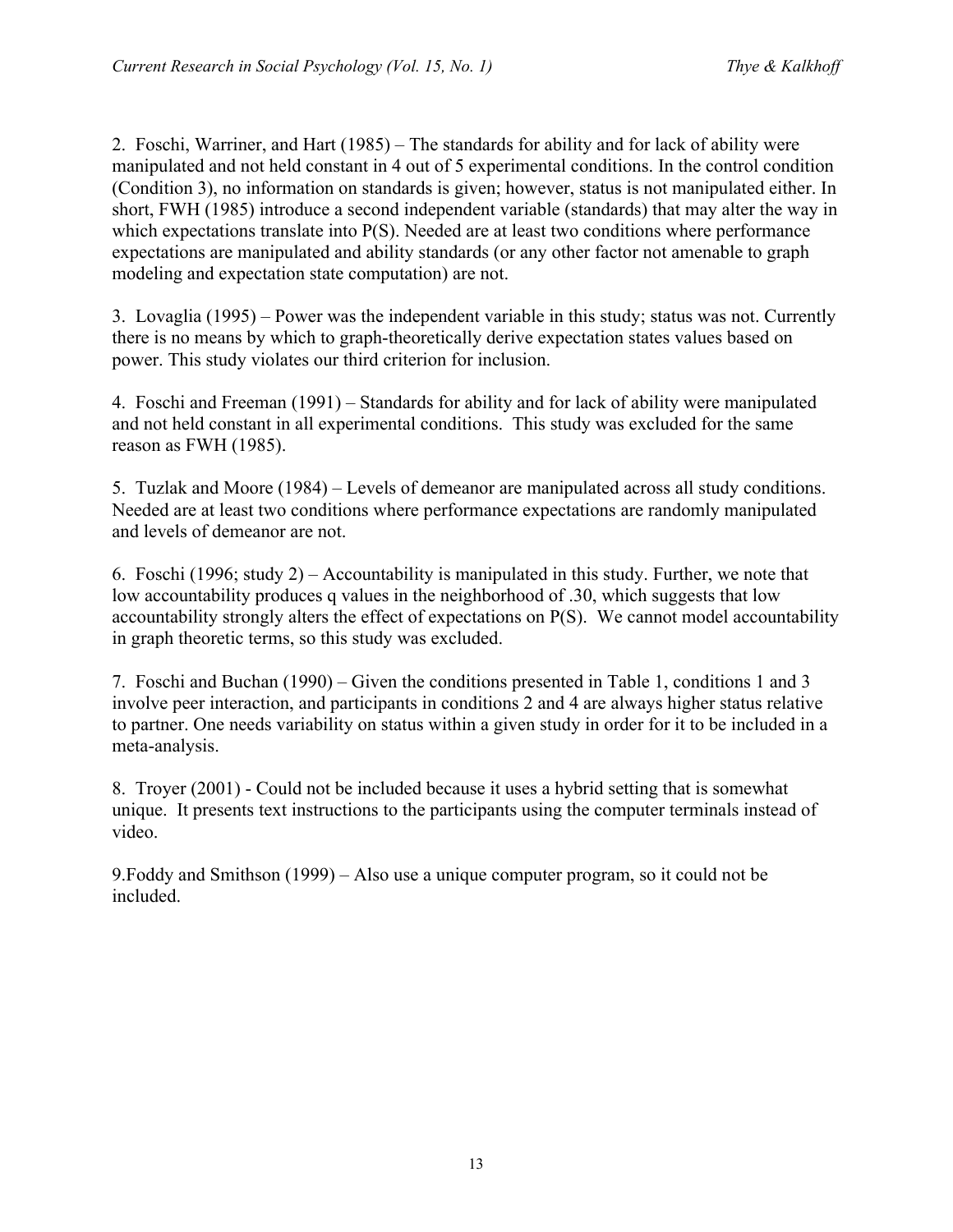2. Foschi, Warriner, and Hart (1985) – The standards for ability and for lack of ability were manipulated and not held constant in 4 out of 5 experimental conditions. In the control condition (Condition 3), no information on standards is given; however, status is not manipulated either. In short, FWH (1985) introduce a second independent variable (standards) that may alter the way in which expectations translate into P(S). Needed are at least two conditions where performance expectations are manipulated and ability standards (or any other factor not amenable to graph modeling and expectation state computation) are not.

3. Lovaglia (1995) – Power was the independent variable in this study; status was not. Currently there is no means by which to graph-theoretically derive expectation states values based on power. This study violates our third criterion for inclusion.

4. Foschi and Freeman (1991) – Standards for ability and for lack of ability were manipulated and not held constant in all experimental conditions. This study was excluded for the same reason as FWH (1985).

5. Tuzlak and Moore (1984) – Levels of demeanor are manipulated across all study conditions. Needed are at least two conditions where performance expectations are randomly manipulated and levels of demeanor are not.

6. Foschi (1996; study 2) – Accountability is manipulated in this study. Further, we note that low accountability produces q values in the neighborhood of .30, which suggests that low accountability strongly alters the effect of expectations on P(S). We cannot model accountability in graph theoretic terms, so this study was excluded.

7. Foschi and Buchan (1990) – Given the conditions presented in Table 1, conditions 1 and 3 involve peer interaction, and participants in conditions 2 and 4 are always higher status relative to partner. One needs variability on status within a given study in order for it to be included in a meta-analysis.

8. Troyer (2001) - Could not be included because it uses a hybrid setting that is somewhat unique. It presents text instructions to the participants using the computer terminals instead of video.

9.Foddy and Smithson (1999) – Also use a unique computer program, so it could not be included.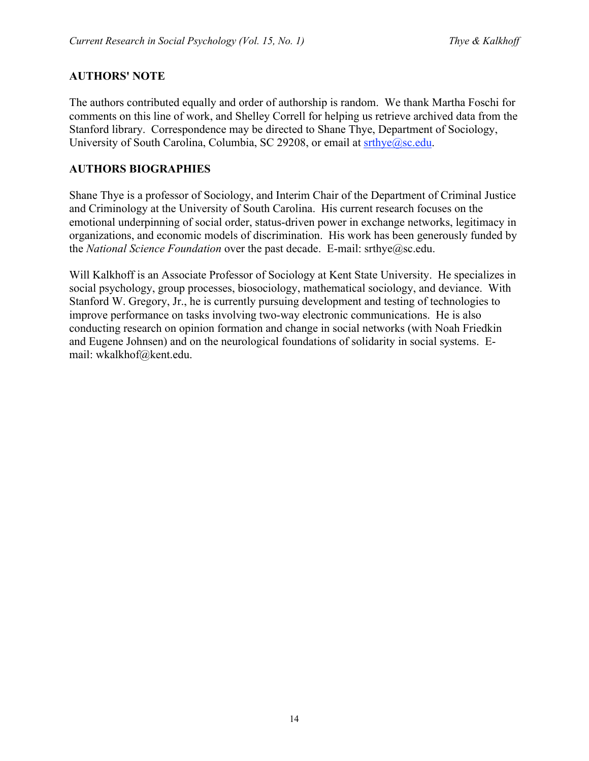## AUTHORS' NOTE

The authors contributed equally and order of authorship is random. We thank Martha Foschi for comments on this line of work, and Shelley Correll for helping us retrieve archived data from the Stanford library. Correspondence may be directed to Shane Thye, Department of Sociology, University of South Carolina, Columbia, SC 29208, or email at srthye@sc.edu.

## AUTHORS BIOGRAPHIES

Shane Thye is a professor of Sociology, and Interim Chair of the Department of Criminal Justice and Criminology at the University of South Carolina. His current research focuses on the emotional underpinning of social order, status-driven power in exchange networks, legitimacy in organizations, and economic models of discrimination. His work has been generously funded by the *National Science Foundation* over the past decade. E-mail: srthye@sc.edu.

Will Kalkhoff is an Associate Professor of Sociology at Kent State University. He specializes in social psychology, group processes, biosociology, mathematical sociology, and deviance. With Stanford W. Gregory, Jr., he is currently pursuing development and testing of technologies to improve performance on tasks involving two-way electronic communications. He is also conducting research on opinion formation and change in social networks (with Noah Friedkin and Eugene Johnsen) and on the neurological foundations of solidarity in social systems. E-mail: wkalkhof@kent.edu.